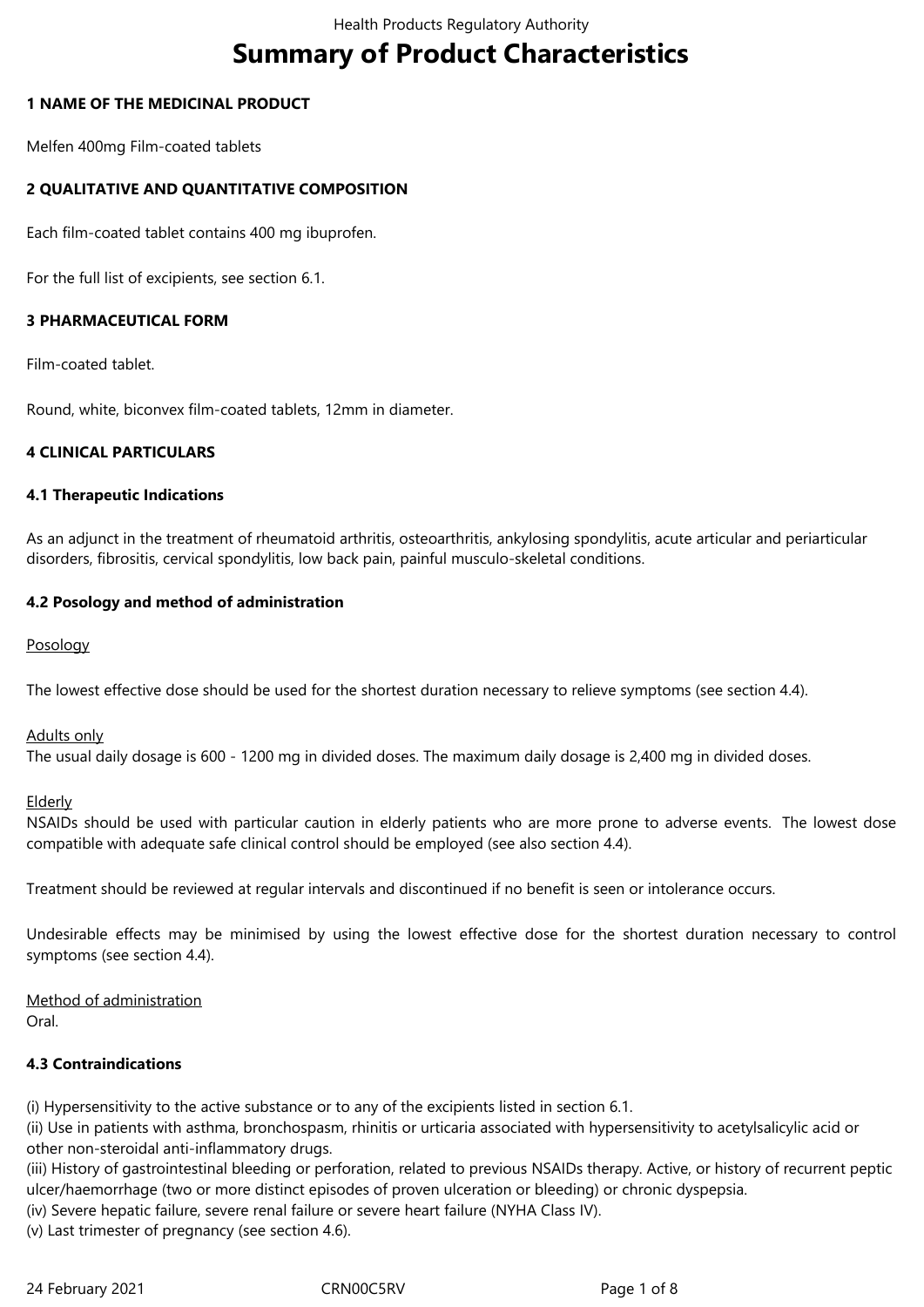# Summary of Product Characteristics

## 1 NAME OF THE MEDICINAL PRODUCT

Melfen 400mg Film-coated tablets

## 2 QUALITATIVE AND QUANTITATIVE COMPOSITION

Each film-coated tablet contains 400 mg ibuprofen.

For the full list of excipients, see section 6.1.

## 3 PHARMACEUTICAL FORM

Film-coated tablet.

Round, white, biconvex film-coated tablets, 12mm in diameter.

## 4 CLINICAL PARTICULARS

### 4.1 Therapeutic Indications

As an adjunct in the treatment of rheumatoid arthritis, osteoarthritis, ankylosing spondylitis, acute articular and periarticular disorders, fibrositis, cervical spondylitis, low back pain, painful musculo-skeletal conditions.

### 4.2 Posology and method of administration

Posology

The lowest effective dose should be used for the shortest duration necessary to relieve symptoms (see section 4.4).

Adults only

The usual daily dosage is 600 - 1200 mg in divided doses. The maximum daily dosage is 2,400 mg in divided doses.

Elderly

NSAIDs should be used with particular caution in elderly patients who are more prone to adverse events. The lowest dose compatible with adequate safe clinical control should be employed (see also section 4.4).

Treatment should be reviewed at regular intervals and discontinued if no benefit is seen or intolerance occurs.

Undesirable effects may be minimised by using the lowest effective dose for the shortest duration necessary to control symptoms (see section 4.4).

Method of administration

Oral.

### 4.3 Contraindications

(i) Hypersensitivity to the active substance or to any of the excipients listed in section 6.1.
(ii) Use in patients with asthma, bronchospasm, rhinitis or urticaria associated with hypersensitivity to acetylsalicylic acid or other non-steroidal anti-inflammatory drugs.
(iii) History of gastrointestinal bleeding or perforation, related to previous NSAIDs therapy. Active, or history of recurrent peptic ulcer/haemorrhage (two or more distinct episodes of proven ulceration or bleeding) or chronic dyspepsia.
(iv) Severe hepatic failure, severe renal failure or severe heart failure (NYHA Class IV).
(v) Last trimester of pregnancy (see section 4.6).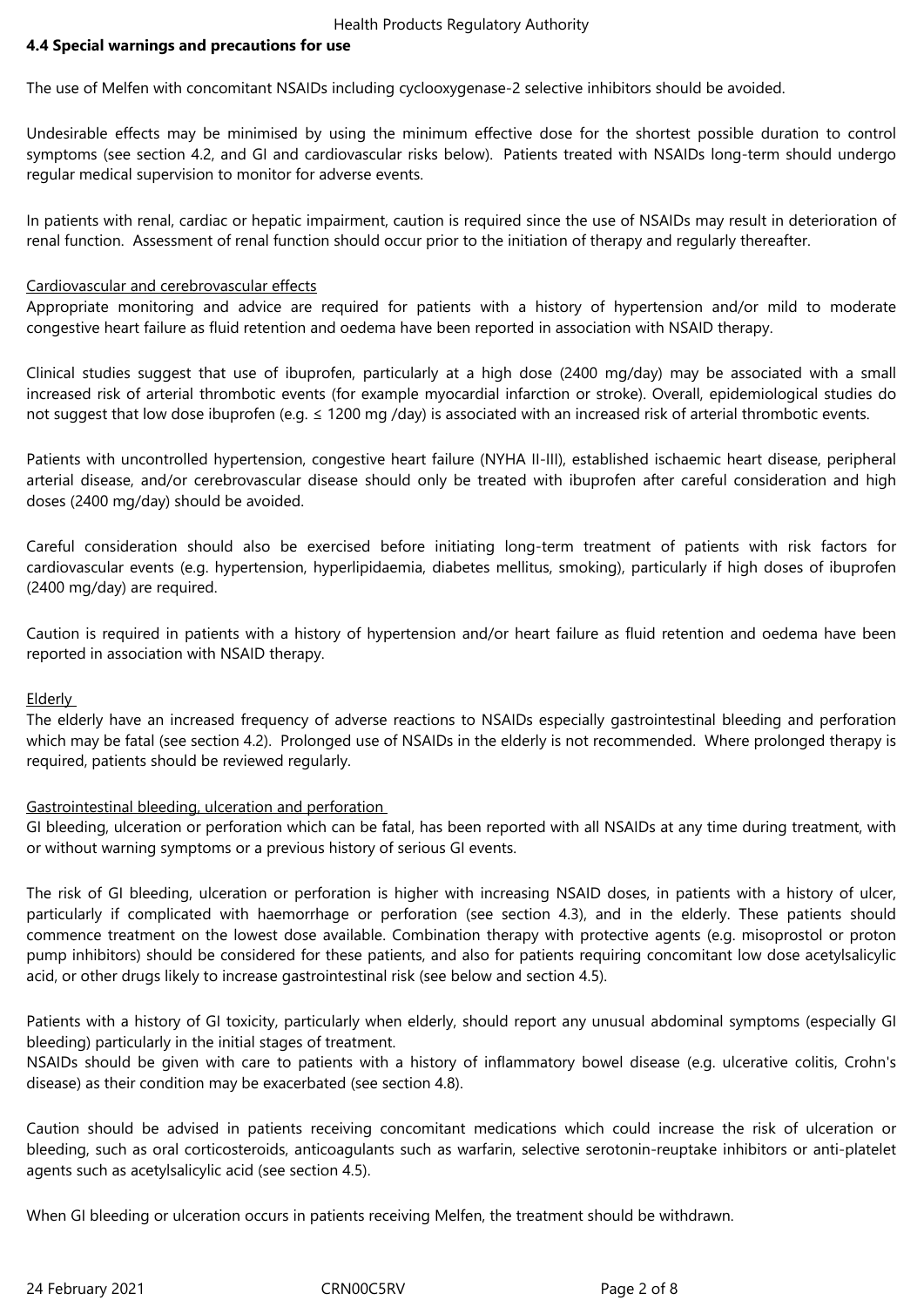## 4.4 Special warnings and precautions for use

The use of Melfen with concomitant NSAIDs including cyclooxygenase-2 selective inhibitors should be avoided.

Undesirable effects may be minimised by using the minimum effective dose for the shortest possible duration to control symptoms (see section 4.2, and GI and cardiovascular risks below). Patients treated with NSAIDs long-term should undergo regular medical supervision to monitor for adverse events.

In patients with renal, cardiac or hepatic impairment, caution is required since the use of NSAIDs may result in deterioration of renal function. Assessment of renal function should occur prior to the initiation of therapy and regularly thereafter.

Cardiovascular and cerebrovascular effects

Appropriate monitoring and advice are required for patients with a history of hypertension and/or mild to moderate congestive heart failure as fluid retention and oedema have been reported in association with NSAID therapy.

Clinical studies suggest that use of ibuprofen, particularly at a high dose (2400 mg/day) may be associated with a small increased risk of arterial thrombotic events (for example myocardial infarction or stroke). Overall, epidemiological studies do not suggest that low dose ibuprofen (e.g. ≤ 1200 mg /day) is associated with an increased risk of arterial thrombotic events.

Patients with uncontrolled hypertension, congestive heart failure (NYHA II-III), established ischaemic heart disease, peripheral arterial disease, and/or cerebrovascular disease should only be treated with ibuprofen after careful consideration and high doses (2400 mg/day) should be avoided.

Careful consideration should also be exercised before initiating long-term treatment of patients with risk factors for cardiovascular events (e.g. hypertension, hyperlipidaemia, diabetes mellitus, smoking), particularly if high doses of ibuprofen (2400 mg/day) are required.

Caution is required in patients with a history of hypertension and/or heart failure as fluid retention and oedema have been reported in association with NSAID therapy.

Elderly

The elderly have an increased frequency of adverse reactions to NSAIDs especially gastrointestinal bleeding and perforation which may be fatal (see section 4.2). Prolonged use of NSAIDs in the elderly is not recommended. Where prolonged therapy is required, patients should be reviewed regularly.

Gastrointestinal bleeding, ulceration and perforation

GI bleeding, ulceration or perforation which can be fatal, has been reported with all NSAIDs at any time during treatment, with or without warning symptoms or a previous history of serious GI events.

The risk of GI bleeding, ulceration or perforation is higher with increasing NSAID doses, in patients with a history of ulcer, particularly if complicated with haemorrhage or perforation (see section 4.3), and in the elderly. These patients should commence treatment on the lowest dose available. Combination therapy with protective agents (e.g. misoprostol or proton pump inhibitors) should be considered for these patients, and also for patients requiring concomitant low dose acetylsalicylic acid, or other drugs likely to increase gastrointestinal risk (see below and section 4.5).

Patients with a history of GI toxicity, particularly when elderly, should report any unusual abdominal symptoms (especially GI bleeding) particularly in the initial stages of treatment.
NSAIDs should be given with care to patients with a history of inflammatory bowel disease (e.g. ulcerative colitis, Crohn's disease) as their condition may be exacerbated (see section 4.8).

Caution should be advised in patients receiving concomitant medications which could increase the risk of ulceration or bleeding, such as oral corticosteroids, anticoagulants such as warfarin, selective serotonin-reuptake inhibitors or anti-platelet agents such as acetylsalicylic acid (see section 4.5).

When GI bleeding or ulceration occurs in patients receiving Melfen, the treatment should be withdrawn.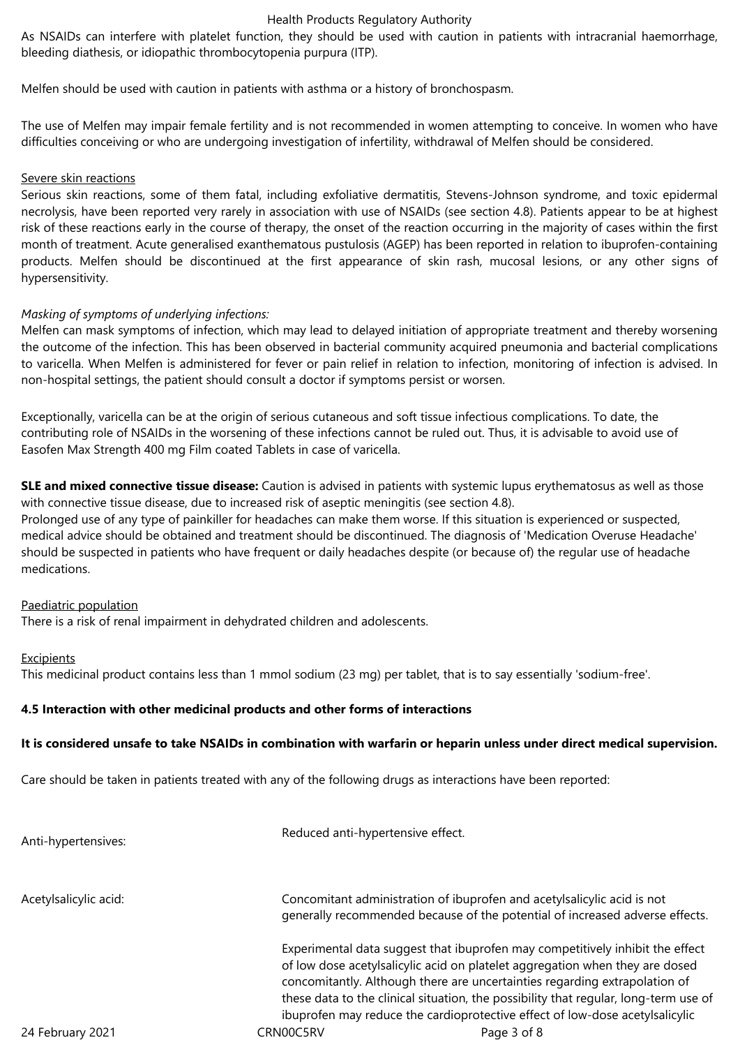As NSAIDs can interfere with platelet function, they should be used with caution in patients with intracranial haemorrhage, bleeding diathesis, or idiopathic thrombocytopenia purpura (ITP).

Melfen should be used with caution in patients with asthma or a history of bronchospasm.

The use of Melfen may impair female fertility and is not recommended in women attempting to conceive. In women who have difficulties conceiving or who are undergoing investigation of infertility, withdrawal of Melfen should be considered.

Severe skin reactions

Serious skin reactions, some of them fatal, including exfoliative dermatitis, Stevens-Johnson syndrome, and toxic epidermal necrolysis, have been reported very rarely in association with use of NSAIDs (see section 4.8). Patients appear to be at highest risk of these reactions early in the course of therapy, the onset of the reaction occurring in the majority of cases within the first month of treatment. Acute generalised exanthematous pustulosis (AGEP) has been reported in relation to ibuprofen-containing products. Melfen should be discontinued at the first appearance of skin rash, mucosal lesions, or any other signs of hypersensitivity.

*Masking of symptoms of underlying infections:*

Melfen can mask symptoms of infection, which may lead to delayed initiation of appropriate treatment and thereby worsening the outcome of the infection. This has been observed in bacterial community acquired pneumonia and bacterial complications to varicella. When Melfen is administered for fever or pain relief in relation to infection, monitoring of infection is advised. In non-hospital settings, the patient should consult a doctor if symptoms persist or worsen.

Exceptionally, varicella can be at the origin of serious cutaneous and soft tissue infectious complications. To date, the contributing role of NSAIDs in the worsening of these infections cannot be ruled out. Thus, it is advisable to avoid use of Easofen Max Strength 400 mg Film coated Tablets in case of varicella.

**SLE and mixed connective tissue disease:** Caution is advised in patients with systemic lupus erythematosus as well as those with connective tissue disease, due to increased risk of aseptic meningitis (see section 4.8).
Prolonged use of any type of painkiller for headaches can make them worse. If this situation is experienced or suspected, medical advice should be obtained and treatment should be discontinued. The diagnosis of 'Medication Overuse Headache' should be suspected in patients who have frequent or daily headaches despite (or because of) the regular use of headache medications.

Paediatric population

There is a risk of renal impairment in dehydrated children and adolescents.

Excipients

This medicinal product contains less than 1 mmol sodium (23 mg) per tablet, that is to say essentially 'sodium-free'.

**4.5 Interaction with other medicinal products and other forms of interactions**

**It is considered unsafe to take NSAIDs in combination with warfarin or heparin unless under direct medical supervision.**

Care should be taken in patients treated with any of the following drugs as interactions have been reported:

| | |
|---|---|
| Anti-hypertensives: | Reduced anti-hypertensive effect. |
| Acetylsalicylic acid: | Concomitant administration of ibuprofen and acetylsalicylic acid is not generally recommended because of the potential of increased adverse effects.<br><br>Experimental data suggest that ibuprofen may competitively inhibit the effect of low dose acetylsalicylic acid on platelet aggregation when they are dosed concomitantly. Although there are uncertainties regarding extrapolation of these data to the clinical situation, the possibility that regular, long-term use of ibuprofen may reduce the cardioprotective effect of low-dose acetylsalicylic |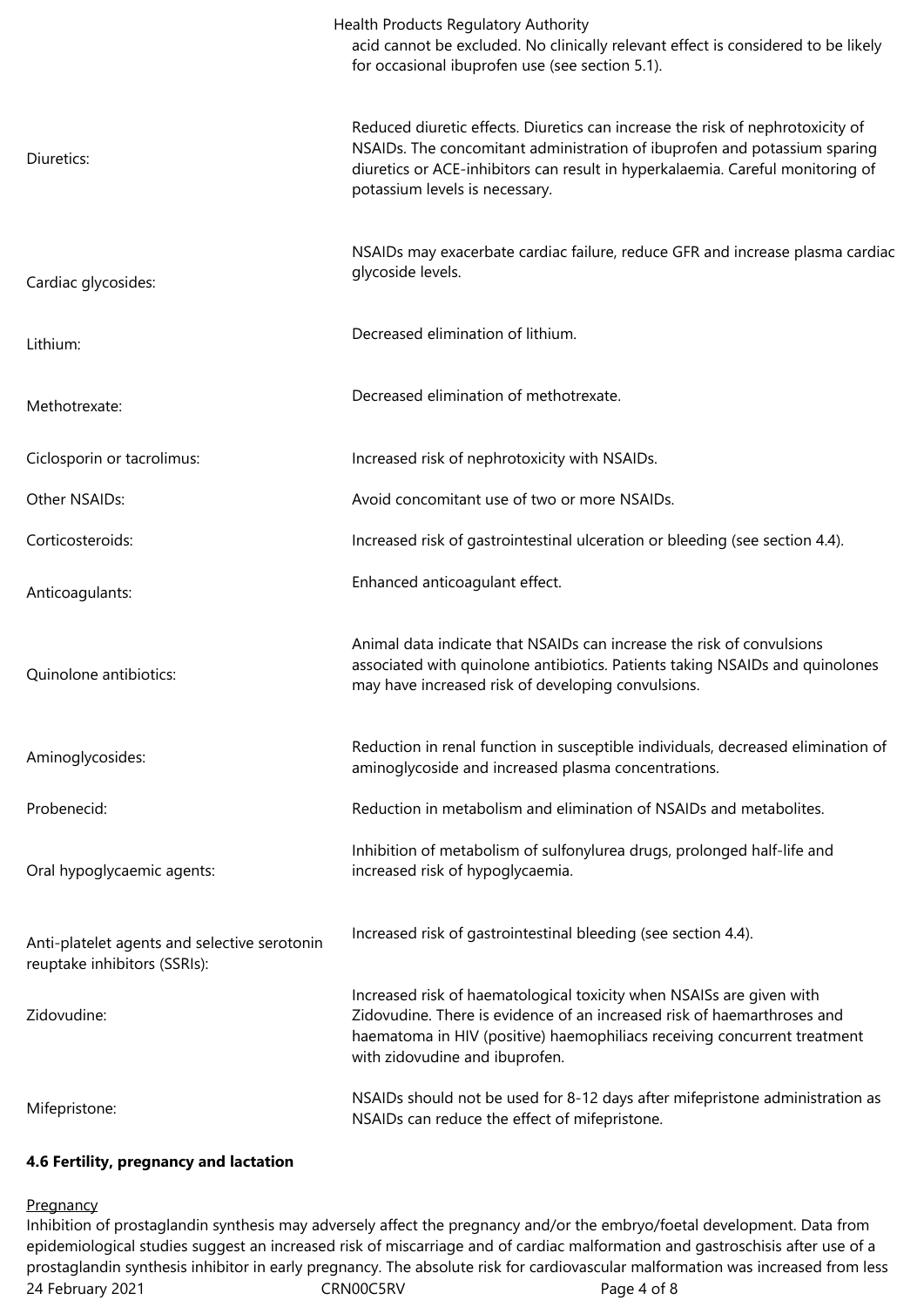acid cannot be excluded. No clinically relevant effect is considered to be likely for occasional ibuprofen use (see section 5.1).

| | |
|---|---|
| Diuretics: | Reduced diuretic effects. Diuretics can increase the risk of nephrotoxicity of NSAIDs. The concomitant administration of ibuprofen and potassium sparing diuretics or ACE-inhibitors can result in hyperkalaemia. Careful monitoring of potassium levels is necessary. |
| Cardiac glycosides: | NSAIDs may exacerbate cardiac failure, reduce GFR and increase plasma cardiac glycoside levels. |
| Lithium: | Decreased elimination of lithium. |
| Methotrexate: | Decreased elimination of methotrexate. |
| Ciclosporin or tacrolimus: | Increased risk of nephrotoxicity with NSAIDs. |
| Other NSAIDs: | Avoid concomitant use of two or more NSAIDs. |
| Corticosteroids: | Increased risk of gastrointestinal ulceration or bleeding (see section 4.4). |
| Anticoagulants: | Enhanced anticoagulant effect. |
| Quinolone antibiotics: | Animal data indicate that NSAIDs can increase the risk of convulsions associated with quinolone antibiotics. Patients taking NSAIDs and quinolones may have increased risk of developing convulsions. |
| Aminoglycosides: | Reduction in renal function in susceptible individuals, decreased elimination of aminoglycoside and increased plasma concentrations. |
| Probenecid: | Reduction in metabolism and elimination of NSAIDs and metabolites. |
| Oral hypoglycaemic agents: | Inhibition of metabolism of sulfonylurea drugs, prolonged half-life and increased risk of hypoglycaemia. |
| Anti-platelet agents and selective serotonin reuptake inhibitors (SSRIs): | Increased risk of gastrointestinal bleeding (see section 4.4). |
| Zidovudine: | Increased risk of haematological toxicity when NSAISs are given with Zidovudine. There is evidence of an increased risk of haemarthroses and haematoma in HIV (positive) haemophiliacs receiving concurrent treatment with zidovudine and ibuprofen. |
| Mifepristone: | NSAIDs should not be used for 8-12 days after mifepristone administration as NSAIDs can reduce the effect of mifepristone. |

**4.6 Fertility, pregnancy and lactation**

Pregnancy

Inhibition of prostaglandin synthesis may adversely affect the pregnancy and/or the embryo/foetal development. Data from epidemiological studies suggest an increased risk of miscarriage and of cardiac malformation and gastroschisis after use of a prostaglandin synthesis inhibitor in early pregnancy. The absolute risk for cardiovascular malformation was increased from less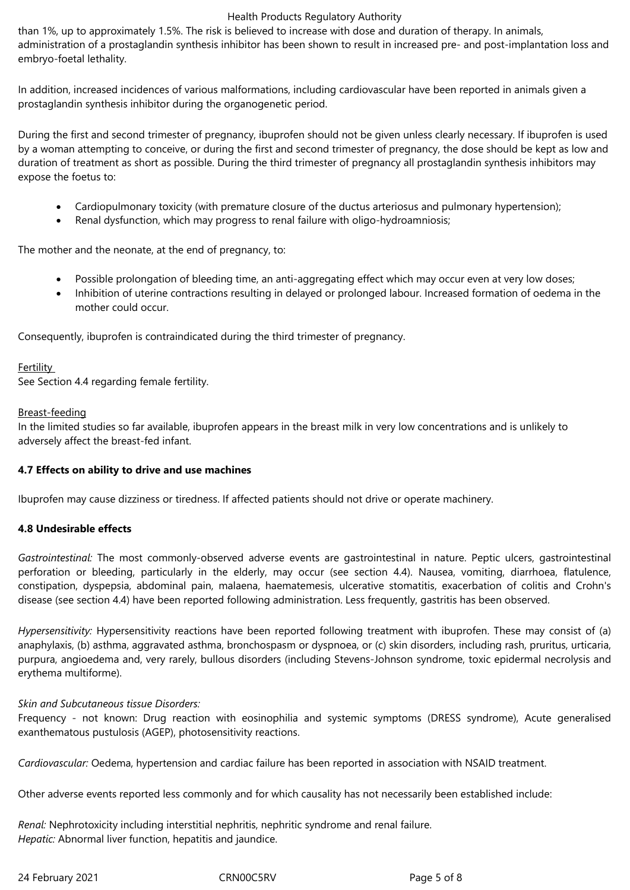than 1%, up to approximately 1.5%. The risk is believed to increase with dose and duration of therapy. In animals, administration of a prostaglandin synthesis inhibitor has been shown to result in increased pre- and post-implantation loss and embryo-foetal lethality.

In addition, increased incidences of various malformations, including cardiovascular have been reported in animals given a prostaglandin synthesis inhibitor during the organogenetic period.

During the first and second trimester of pregnancy, ibuprofen should not be given unless clearly necessary. If ibuprofen is used by a woman attempting to conceive, or during the first and second trimester of pregnancy, the dose should be kept as low and duration of treatment as short as possible. During the third trimester of pregnancy all prostaglandin synthesis inhibitors may expose the foetus to:

- Cardiopulmonary toxicity (with premature closure of the ductus arteriosus and pulmonary hypertension);
- Renal dysfunction, which may progress to renal failure with oligo-hydroamniosis;

The mother and the neonate, at the end of pregnancy, to:

- Possible prolongation of bleeding time, an anti-aggregating effect which may occur even at very low doses;
- Inhibition of uterine contractions resulting in delayed or prolonged labour. Increased formation of oedema in the mother could occur.

Consequently, ibuprofen is contraindicated during the third trimester of pregnancy.

<u>Fertility</u>
See Section 4.4 regarding female fertility.

<u>Breast-feeding</u>
In the limited studies so far available, ibuprofen appears in the breast milk in very low concentrations and is unlikely to adversely affect the breast-fed infant.

**4.7 Effects on ability to drive and use machines**

Ibuprofen may cause dizziness or tiredness. If affected patients should not drive or operate machinery.

**4.8 Undesirable effects**

*Gastrointestinal:* The most commonly-observed adverse events are gastrointestinal in nature. Peptic ulcers, gastrointestinal perforation or bleeding, particularly in the elderly, may occur (see section 4.4). Nausea, vomiting, diarrhoea, flatulence, constipation, dyspepsia, abdominal pain, malaena, haematemesis, ulcerative stomatitis, exacerbation of colitis and Crohn's disease (see section 4.4) have been reported following administration. Less frequently, gastritis has been observed.

*Hypersensitivity:* Hypersensitivity reactions have been reported following treatment with ibuprofen. These may consist of (a) anaphylaxis, (b) asthma, aggravated asthma, bronchospasm or dyspnoea, or (c) skin disorders, including rash, pruritus, urticaria, purpura, angioedema and, very rarely, bullous disorders (including Stevens-Johnson syndrome, toxic epidermal necrolysis and erythema multiforme).

*Skin and Subcutaneous tissue Disorders:*
Frequency - not known: Drug reaction with eosinophilia and systemic symptoms (DRESS syndrome), Acute generalised exanthematous pustulosis (AGEP), photosensitivity reactions.

*Cardiovascular:* Oedema, hypertension and cardiac failure has been reported in association with NSAID treatment.

Other adverse events reported less commonly and for which causality has not necessarily been established include:

*Renal:* Nephrotoxicity including interstitial nephritis, nephritic syndrome and renal failure.
*Hepatic:* Abnormal liver function, hepatitis and jaundice.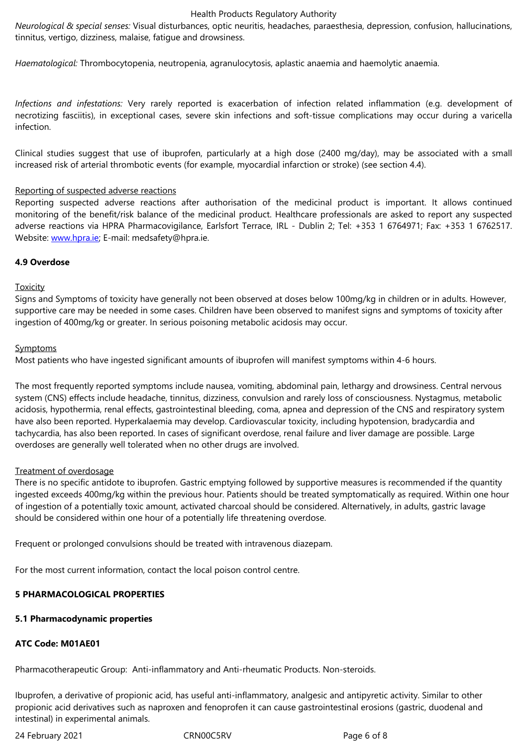*Neurological & special senses:* Visual disturbances, optic neuritis, headaches, paraesthesia, depression, confusion, hallucinations, tinnitus, vertigo, dizziness, malaise, fatigue and drowsiness.

*Haematological:* Thrombocytopenia, neutropenia, agranulocytosis, aplastic anaemia and haemolytic anaemia.

*Infections and infestations:* Very rarely reported is exacerbation of infection related inflammation (e.g. development of necrotizing fasciitis), in exceptional cases, severe skin infections and soft-tissue complications may occur during a varicella infection.

Clinical studies suggest that use of ibuprofen, particularly at a high dose (2400 mg/day), may be associated with a small increased risk of arterial thrombotic events (for example, myocardial infarction or stroke) (see section 4.4).

Reporting of suspected adverse reactions

Reporting suspected adverse reactions after authorisation of the medicinal product is important. It allows continued monitoring of the benefit/risk balance of the medicinal product. Healthcare professionals are asked to report any suspected adverse reactions via HPRA Pharmacovigilance, Earlsfort Terrace, IRL - Dublin 2; Tel: +353 1 6764971; Fax: +353 1 6762517. Website: www.hpra.ie; E-mail: medsafety@hpra.ie.

### 4.9 Overdose

Toxicity

Signs and Symptoms of toxicity have generally not been observed at doses below 100mg/kg in children or in adults. However, supportive care may be needed in some cases. Children have been observed to manifest signs and symptoms of toxicity after ingestion of 400mg/kg or greater. In serious poisoning metabolic acidosis may occur.

Symptoms

Most patients who have ingested significant amounts of ibuprofen will manifest symptoms within 4-6 hours.

The most frequently reported symptoms include nausea, vomiting, abdominal pain, lethargy and drowsiness. Central nervous system (CNS) effects include headache, tinnitus, dizziness, convulsion and rarely loss of consciousness. Nystagmus, metabolic acidosis, hypothermia, renal effects, gastrointestinal bleeding, coma, apnea and depression of the CNS and respiratory system have also been reported. Hyperkalaemia may develop. Cardiovascular toxicity, including hypotension, bradycardia and tachycardia, has also been reported. In cases of significant overdose, renal failure and liver damage are possible. Large overdoses are generally well tolerated when no other drugs are involved.

Treatment of overdosage

There is no specific antidote to ibuprofen. Gastric emptying followed by supportive measures is recommended if the quantity ingested exceeds 400mg/kg within the previous hour. Patients should be treated symptomatically as required. Within one hour of ingestion of a potentially toxic amount, activated charcoal should be considered. Alternatively, in adults, gastric lavage should be considered within one hour of a potentially life threatening overdose.

Frequent or prolonged convulsions should be treated with intravenous diazepam.

For the most current information, contact the local poison control centre.

## 5 PHARMACOLOGICAL PROPERTIES

### 5.1 Pharmacodynamic properties

**ATC Code: M01AE01**

Pharmacotherapeutic Group: Anti-inflammatory and Anti-rheumatic Products. Non-steroids.

Ibuprofen, a derivative of propionic acid, has useful anti-inflammatory, analgesic and antipyretic activity. Similar to other propionic acid derivatives such as naproxen and fenoprofen it can cause gastrointestinal erosions (gastric, duodenal and intestinal) in experimental animals.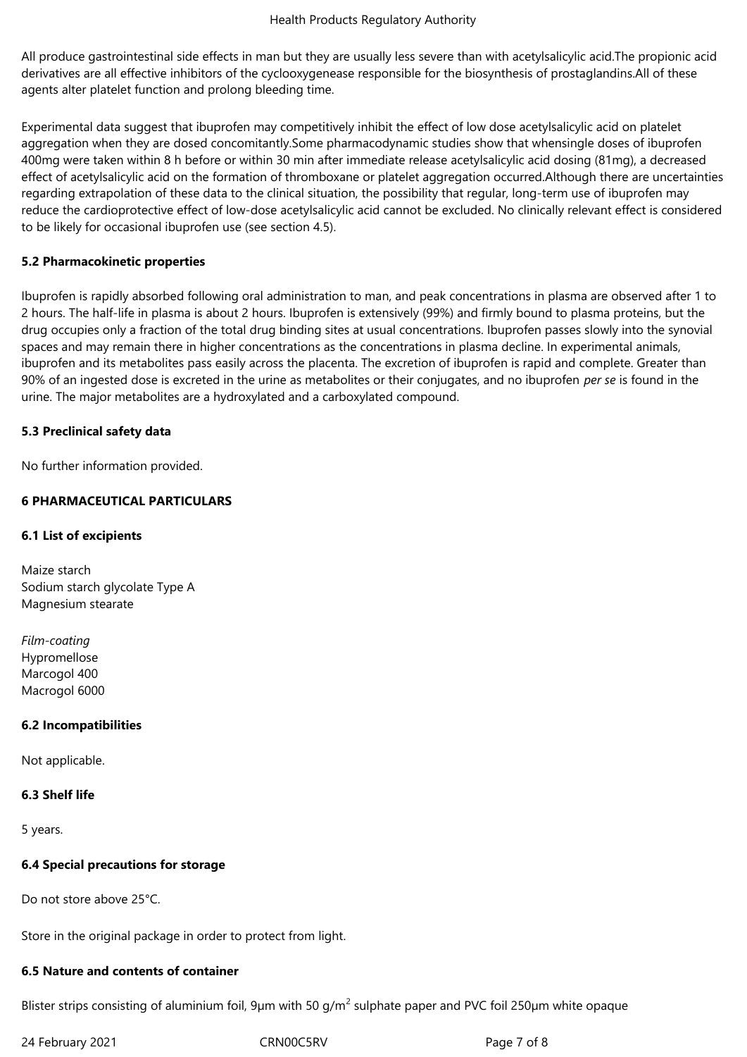All produce gastrointestinal side effects in man but they are usually less severe than with acetylsalicylic acid.The propionic acid derivatives are all effective inhibitors of the cyclooxygenease responsible for the biosynthesis of prostaglandins.All of these agents alter platelet function and prolong bleeding time.

Experimental data suggest that ibuprofen may competitively inhibit the effect of low dose acetylsalicylic acid on platelet aggregation when they are dosed concomitantly.Some pharmacodynamic studies show that whensingle doses of ibuprofen 400mg were taken within 8 h before or within 30 min after immediate release acetylsalicylic acid dosing (81mg), a decreased effect of acetylsalicylic acid on the formation of thromboxane or platelet aggregation occurred.Although there are uncertainties regarding extrapolation of these data to the clinical situation, the possibility that regular, long-term use of ibuprofen may reduce the cardioprotective effect of low-dose acetylsalicylic acid cannot be excluded. No clinically relevant effect is considered to be likely for occasional ibuprofen use (see section 4.5).

**5.2 Pharmacokinetic properties**

Ibuprofen is rapidly absorbed following oral administration to man, and peak concentrations in plasma are observed after 1 to 2 hours. The half-life in plasma is about 2 hours. Ibuprofen is extensively (99%) and firmly bound to plasma proteins, but the drug occupies only a fraction of the total drug binding sites at usual concentrations. Ibuprofen passes slowly into the synovial spaces and may remain there in higher concentrations as the concentrations in plasma decline. In experimental animals, ibuprofen and its metabolites pass easily across the placenta. The excretion of ibuprofen is rapid and complete. Greater than 90% of an ingested dose is excreted in the urine as metabolites or their conjugates, and no ibuprofen *per se* is found in the urine. The major metabolites are a hydroxylated and a carboxylated compound.

**5.3 Preclinical safety data**

No further information provided.

**6 PHARMACEUTICAL PARTICULARS**

**6.1 List of excipients**

Maize starch
Sodium starch glycolate Type A
Magnesium stearate

*Film-coating*
Hypromellose
Marcogol 400
Macrogol 6000

**6.2 Incompatibilities**

Not applicable.

**6.3 Shelf life**

5 years.

**6.4 Special precautions for storage**

Do not store above 25°C.

Store in the original package in order to protect from light.

**6.5 Nature and contents of container**

Blister strips consisting of aluminium foil, 9µm with 50 g/m$^2$ sulphate paper and PVC foil 250µm white opaque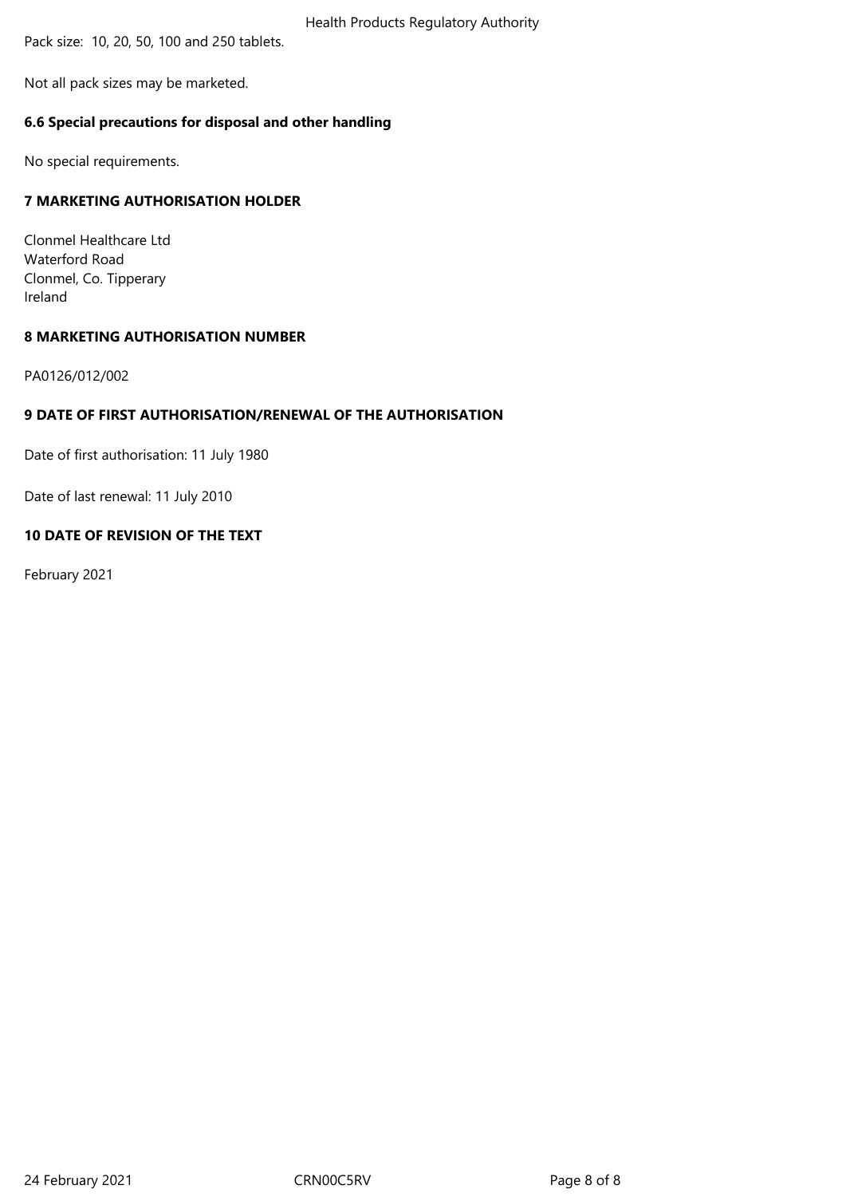Pack size: 10, 20, 50, 100 and 250 tablets.

Not all pack sizes may be marketed.

### 6.6 Special precautions for disposal and other handling

No special requirements.

## 7 MARKETING AUTHORISATION HOLDER

Clonmel Healthcare Ltd
Waterford Road
Clonmel, Co. Tipperary
Ireland

## 8 MARKETING AUTHORISATION NUMBER

PA0126/012/002

## 9 DATE OF FIRST AUTHORISATION/RENEWAL OF THE AUTHORISATION

Date of first authorisation: 11 July 1980

Date of last renewal: 11 July 2010

## 10 DATE OF REVISION OF THE TEXT

February 2021